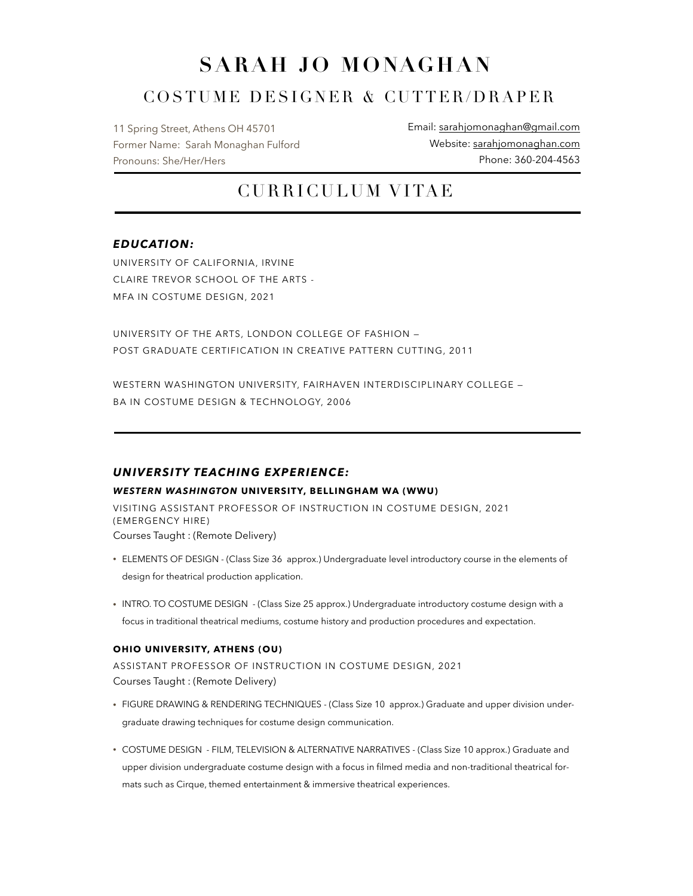# SARAH JO MONAGHAN

## COSTUME DESIGNER & CUTTER/DRAPER

11 Spring Street, Athens OH 45701
Former Name: Sarah Monaghan Fulford
Pronouns: She/Her/Hers

Email: sarahjomonaghan@gmail.com
Website: sarahjomonaghan.com
Phone: 360-204-4563

## CURRICULUM VITAE

### *EDUCATION:*

UNIVERSITY OF CALIFORNIA, IRVINE
CLAIRE TREVOR SCHOOL OF THE ARTS -
MFA IN COSTUME DESIGN, 2021

UNIVERSITY OF THE ARTS, LONDON COLLEGE OF FASHION —
POST GRADUATE CERTIFICATION IN CREATIVE PATTERN CUTTING, 2011

WESTERN WASHINGTON UNIVERSITY, FAIRHAVEN INTERDISCIPLINARY COLLEGE —
BA IN COSTUME DESIGN & TECHNOLOGY, 2006

### *UNIVERSITY TEACHING EXPERIENCE:*

**WESTERN WASHINGTON UNIVERSITY, BELLINGHAM WA (WWU)**

VISITING ASSISTANT PROFESSOR OF INSTRUCTION IN COSTUME DESIGN, 2021 (EMERGENCY HIRE)

Courses Taught : (Remote Delivery)

- ELEMENTS OF DESIGN - (Class Size 36 approx.) Undergraduate level introductory course in the elements of design for theatrical production application.
- INTRO. TO COSTUME DESIGN - (Class Size 25 approx.) Undergraduate introductory costume design with a focus in traditional theatrical mediums, costume history and production procedures and expectation.

**OHIO UNIVERSITY, ATHENS (OU)**

ASSISTANT PROFESSOR OF INSTRUCTION IN COSTUME DESIGN, 2021

Courses Taught : (Remote Delivery)

- FIGURE DRAWING & RENDERING TECHNIQUES - (Class Size 10 approx.) Graduate and upper division undergraduate drawing techniques for costume design communication.
- COSTUME DESIGN - FILM, TELEVISION & ALTERNATIVE NARRATIVES - (Class Size 10 approx.) Graduate and upper division undergraduate costume design with a focus in filmed media and non-traditional theatrical formats such as Cirque, themed entertainment & immersive theatrical experiences.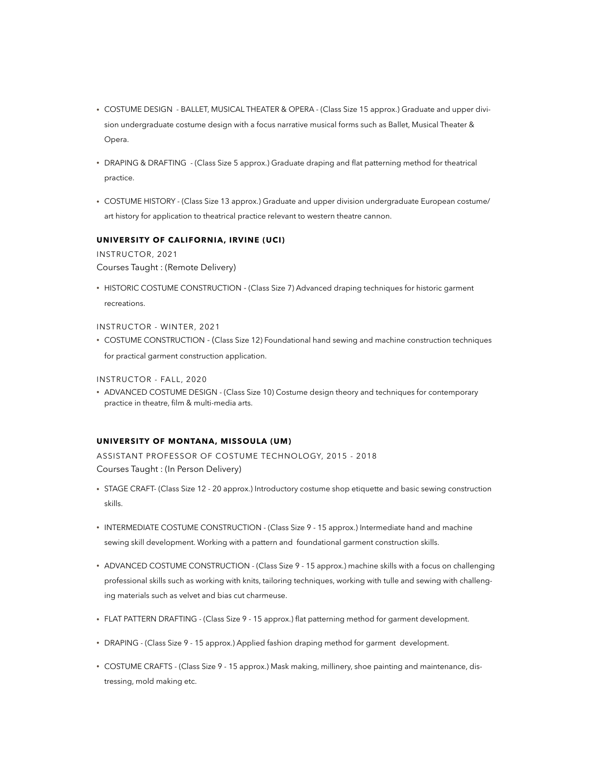- COSTUME DESIGN - BALLET, MUSICAL THEATER & OPERA - (Class Size 15 approx.) Graduate and upper division undergraduate costume design with a focus narrative musical forms such as Ballet, Musical Theater & Opera.

- DRAPING & DRAFTING - (Class Size 5 approx.) Graduate draping and flat patterning method for theatrical practice.

- COSTUME HISTORY - (Class Size 13 approx.) Graduate and upper division undergraduate European costume/art history for application to theatrical practice relevant to western theatre cannon.

### UNIVERSITY OF CALIFORNIA, IRVINE (UCI)

INSTRUCTOR, 2021

Courses Taught : (Remote Delivery)

- HISTORIC COSTUME CONSTRUCTION - (Class Size 7) Advanced draping techniques for historic garment recreations.

INSTRUCTOR - WINTER, 2021

- COSTUME CONSTRUCTION - (Class Size 12) Foundational hand sewing and machine construction techniques for practical garment construction application.

INSTRUCTOR - FALL, 2020

- ADVANCED COSTUME DESIGN - (Class Size 10) Costume design theory and techniques for contemporary practice in theatre, film & multi-media arts.

### UNIVERSITY OF MONTANA, MISSOULA (UM)

ASSISTANT PROFESSOR OF COSTUME TECHNOLOGY, 2015 - 2018

Courses Taught : (In Person Delivery)

- STAGE CRAFT- (Class Size 12 - 20 approx.) Introductory costume shop etiquette and basic sewing construction skills.

- INTERMEDIATE COSTUME CONSTRUCTION - (Class Size 9 - 15 approx.) Intermediate hand and machine sewing skill development. Working with a pattern and foundational garment construction skills.

- ADVANCED COSTUME CONSTRUCTION - (Class Size 9 - 15 approx.) machine skills with a focus on challenging professional skills such as working with knits, tailoring techniques, working with tulle and sewing with challenging materials such as velvet and bias cut charmeuse.

- FLAT PATTERN DRAFTING - (Class Size 9 - 15 approx.) flat patterning method for garment development.

- DRAPING - (Class Size 9 - 15 approx.) Applied fashion draping method for garment development.

- COSTUME CRAFTS - (Class Size 9 - 15 approx.) Mask making, millinery, shoe painting and maintenance, distressing, mold making etc.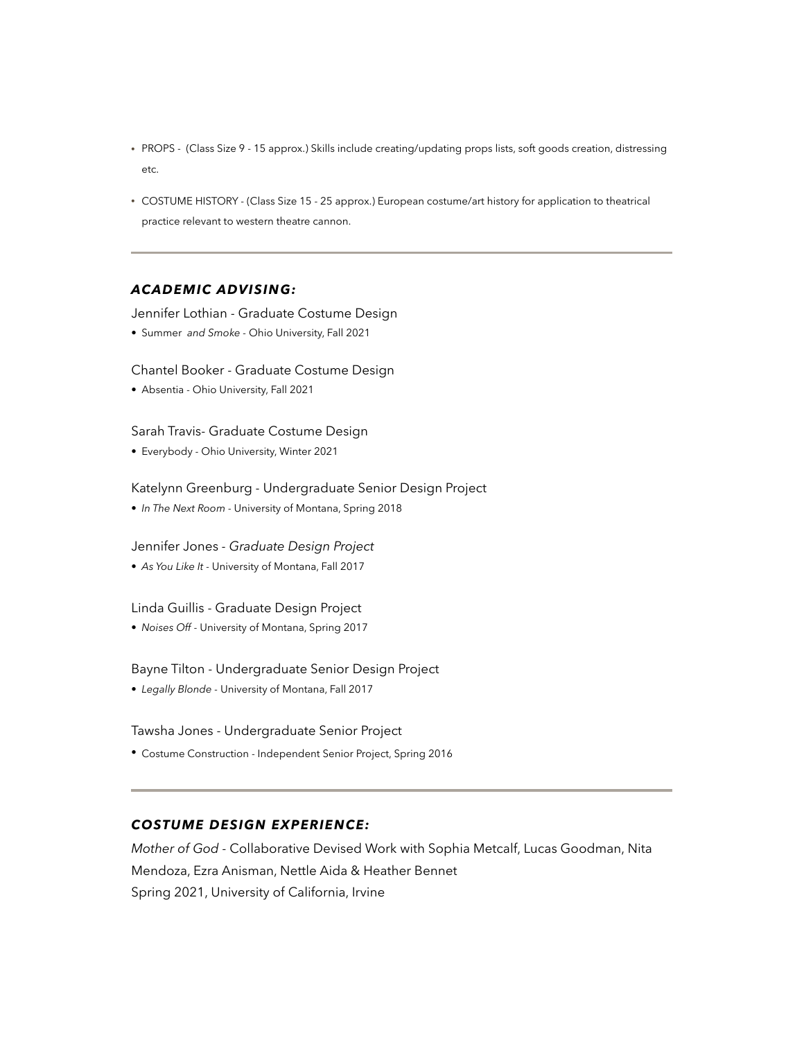- PROPS - (Class Size 9 - 15 approx.) Skills include creating/updating props lists, soft goods creation, distressing etc.
- COSTUME HISTORY - (Class Size 15 - 25 approx.) European costume/art history for application to theatrical practice relevant to western theatre cannon.

---

### *ACADEMIC ADVISING:*

Jennifer Lothian - Graduate Costume Design

- Summer *and Smoke* - Ohio University, Fall 2021

Chantel Booker - Graduate Costume Design

- Absentia - Ohio University, Fall 2021

Sarah Travis- Graduate Costume Design

- Everybody - Ohio University, Winter 2021

Katelynn Greenburg - Undergraduate Senior Design Project

- *In The Next Room* - University of Montana, Spring 2018

Jennifer Jones - *Graduate Design Project*

- *As You Like It* - University of Montana, Fall 2017

Linda Guillis - Graduate Design Project

- *Noises Off* - University of Montana, Spring 2017

Bayne Tilton - Undergraduate Senior Design Project

- *Legally Blonde* - University of Montana, Fall 2017

Tawsha Jones - Undergraduate Senior Project

- Costume Construction - Independent Senior Project, Spring 2016

---

### *COSTUME DESIGN EXPERIENCE:*

*Mother of God* - Collaborative Devised Work with Sophia Metcalf, Lucas Goodman, Nita Mendoza, Ezra Anisman, Nettle Aida & Heather Bennet
Spring 2021, University of California, Irvine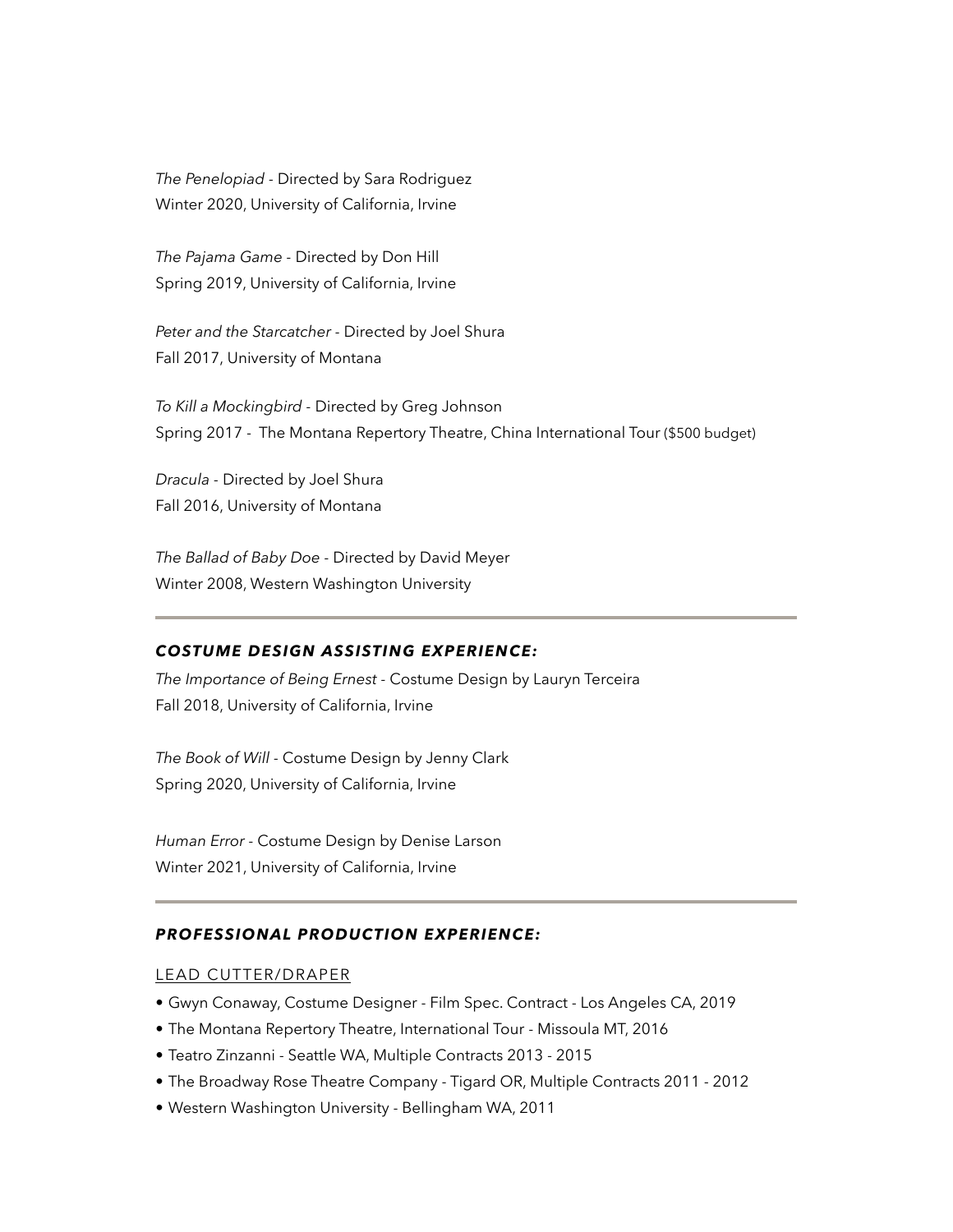*The Penelopiad* - Directed by Sara Rodriguez
Winter 2020, University of California, Irvine

*The Pajama Game* - Directed by Don Hill
Spring 2019, University of California, Irvine

*Peter and the Starcatcher* - Directed by Joel Shura
Fall 2017, University of Montana

*To Kill a Mockingbird* - Directed by Greg Johnson
Spring 2017 - The Montana Repertory Theatre, China International Tour ($500 budget)

*Dracula* - Directed by Joel Shura
Fall 2016, University of Montana

*The Ballad of Baby Doe* - Directed by David Meyer
Winter 2008, Western Washington University

---

### ***COSTUME DESIGN ASSISTING EXPERIENCE:***

*The Importance of Being Ernest* - Costume Design by Lauryn Terceira
Fall 2018, University of California, Irvine

*The Book of Will* - Costume Design by Jenny Clark
Spring 2020, University of California, Irvine

*Human Error* - Costume Design by Denise Larson
Winter 2021, University of California, Irvine

---

### ***PROFESSIONAL PRODUCTION EXPERIENCE:***

LEAD CUTTER/DRAPER

- Gwyn Conaway, Costume Designer - Film Spec. Contract - Los Angeles CA, 2019
- The Montana Repertory Theatre, International Tour - Missoula MT, 2016
- Teatro Zinzanni - Seattle WA, Multiple Contracts 2013 - 2015
- The Broadway Rose Theatre Company - Tigard OR, Multiple Contracts 2011 - 2012
- Western Washington University - Bellingham WA, 2011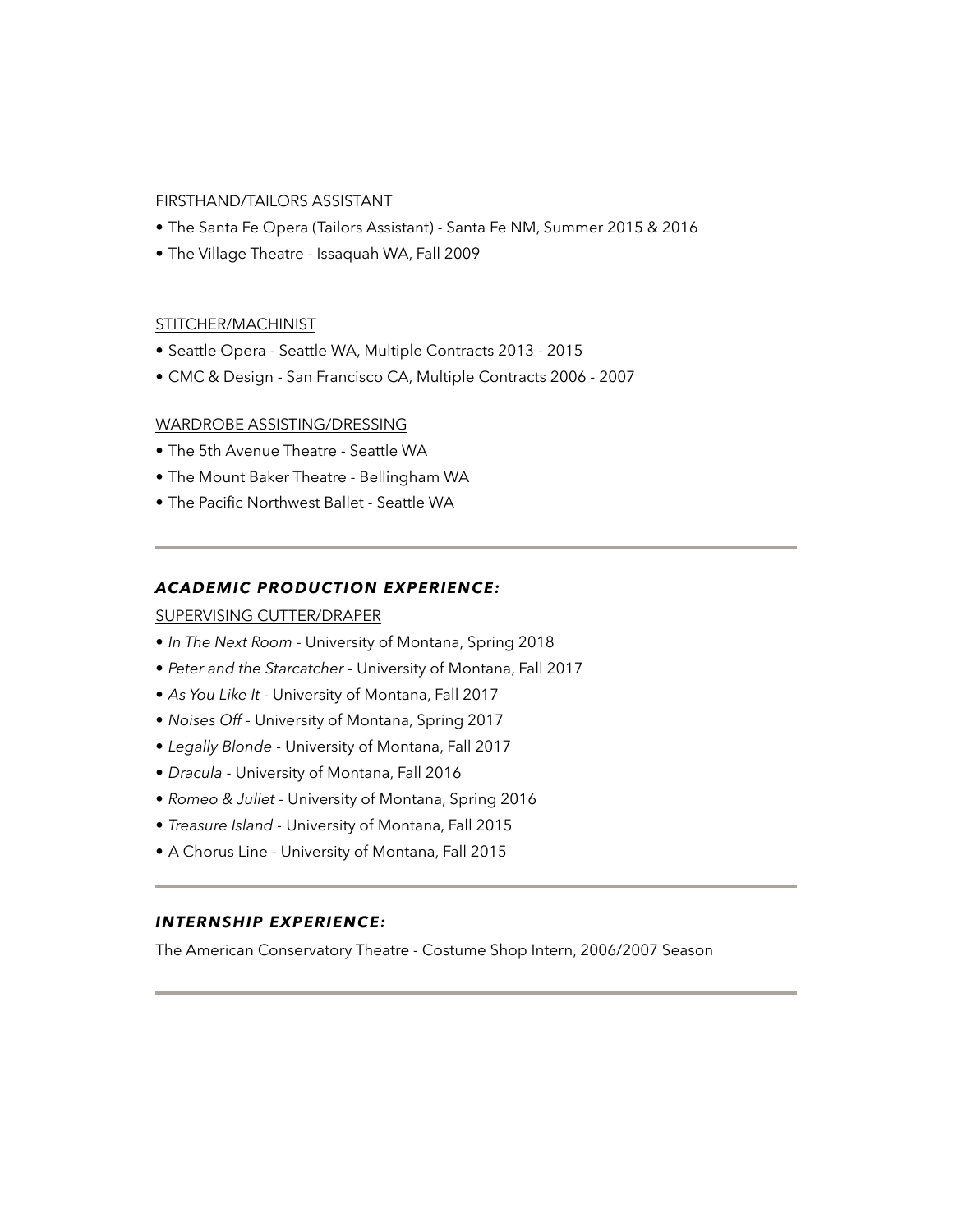FIRSTHAND/TAILORS ASSISTANT

- The Santa Fe Opera (Tailors Assistant) - Santa Fe NM, Summer 2015 & 2016
- The Village Theatre - Issaquah WA, Fall 2009

STITCHER/MACHINIST

- Seattle Opera - Seattle WA, Multiple Contracts 2013 - 2015
- CMC & Design - San Francisco CA, Multiple Contracts 2006 - 2007

WARDROBE ASSISTING/DRESSING

- The 5th Avenue Theatre - Seattle WA
- The Mount Baker Theatre - Bellingham WA
- The Pacific Northwest Ballet - Seattle WA

---

### ***ACADEMIC PRODUCTION EXPERIENCE:***

SUPERVISING CUTTER/DRAPER

- *In The Next Room* - University of Montana, Spring 2018
- *Peter and the Starcatcher* - University of Montana, Fall 2017
- *As You Like It* - University of Montana, Fall 2017
- *Noises Off* - University of Montana, Spring 2017
- *Legally Blonde* - University of Montana, Fall 2017
- *Dracula* - University of Montana, Fall 2016
- *Romeo & Juliet* - University of Montana, Spring 2016
- *Treasure Island* - University of Montana, Fall 2015
- A Chorus Line - University of Montana, Fall 2015

---

### ***INTERNSHIP EXPERIENCE:***

The American Conservatory Theatre - Costume Shop Intern, 2006/2007 Season

---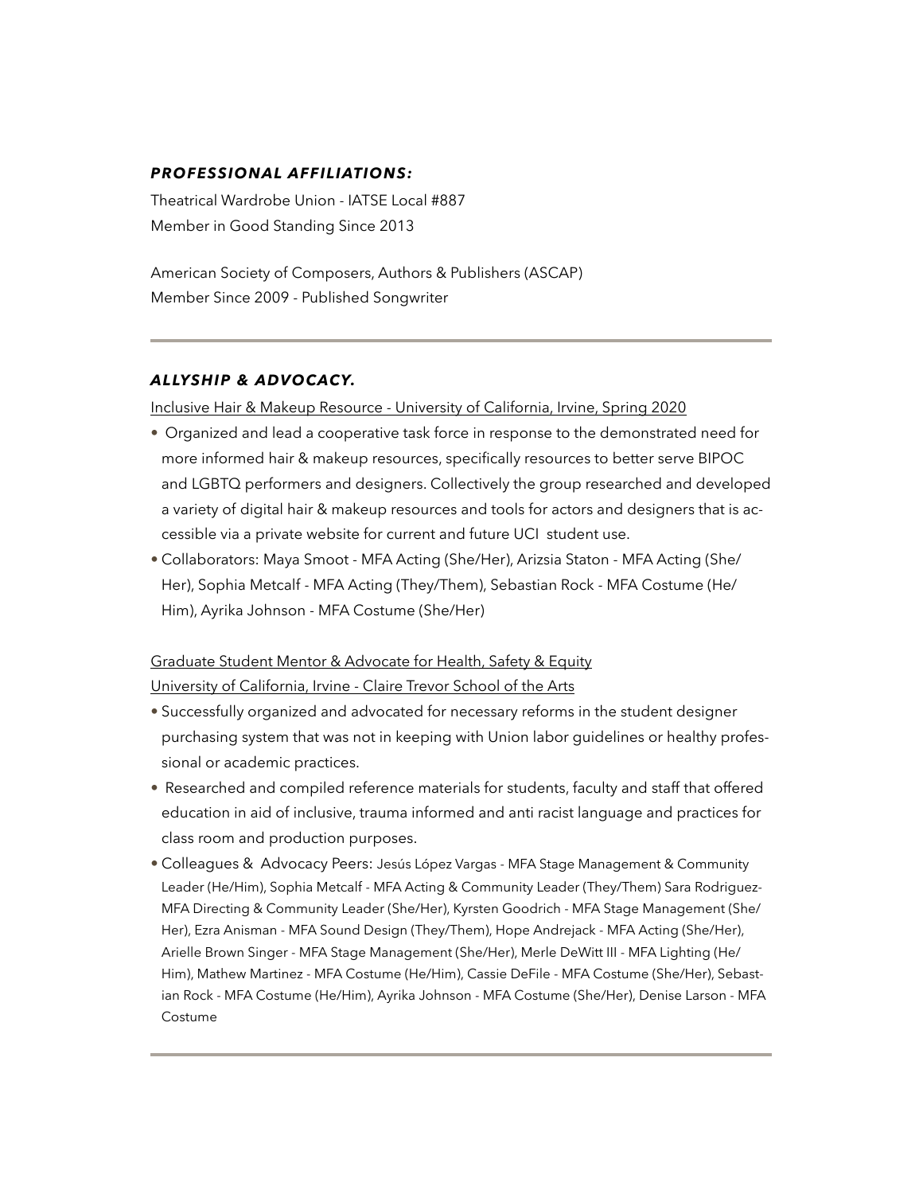### ***PROFESSIONAL AFFILIATIONS:***

Theatrical Wardrobe Union - IATSE Local #887
Member in Good Standing Since 2013

American Society of Composers, Authors & Publishers (ASCAP)
Member Since 2009 - Published Songwriter

---

### ***ALLYSHIP & ADVOCACY.***

Inclusive Hair & Makeup Resource - University of California, Irvine, Spring 2020

- Organized and lead a cooperative task force in response to the demonstrated need for more informed hair & makeup resources, specifically resources to better serve BIPOC and LGBTQ performers and designers. Collectively the group researched and developed a variety of digital hair & makeup resources and tools for actors and designers that is accessible via a private website for current and future UCI student use.
- Collaborators: Maya Smoot - MFA Acting (She/Her), Arizsia Staton - MFA Acting (She/Her), Sophia Metcalf - MFA Acting (They/Them), Sebastian Rock - MFA Costume (He/Him), Ayrika Johnson - MFA Costume (She/Her)

Graduate Student Mentor & Advocate for Health, Safety & Equity
University of California, Irvine - Claire Trevor School of the Arts

- Successfully organized and advocated for necessary reforms in the student designer purchasing system that was not in keeping with Union labor guidelines or healthy professional or academic practices.
- Researched and compiled reference materials for students, faculty and staff that offered education in aid of inclusive, trauma informed and anti racist language and practices for class room and production purposes.
- Colleagues & Advocacy Peers: Jesús López Vargas - MFA Stage Management & Community Leader (He/Him), Sophia Metcalf - MFA Acting & Community Leader (They/Them) Sara Rodriguez- MFA Directing & Community Leader (She/Her), Kyrsten Goodrich - MFA Stage Management (She/Her), Ezra Anisman - MFA Sound Design (They/Them), Hope Andrejack - MFA Acting (She/Her), Arielle Brown Singer - MFA Stage Management (She/Her), Merle DeWitt III - MFA Lighting (He/Him), Mathew Martinez - MFA Costume (He/Him), Cassie DeFile - MFA Costume (She/Her), Sebastian Rock - MFA Costume (He/Him), Ayrika Johnson - MFA Costume (She/Her), Denise Larson - MFA Costume

---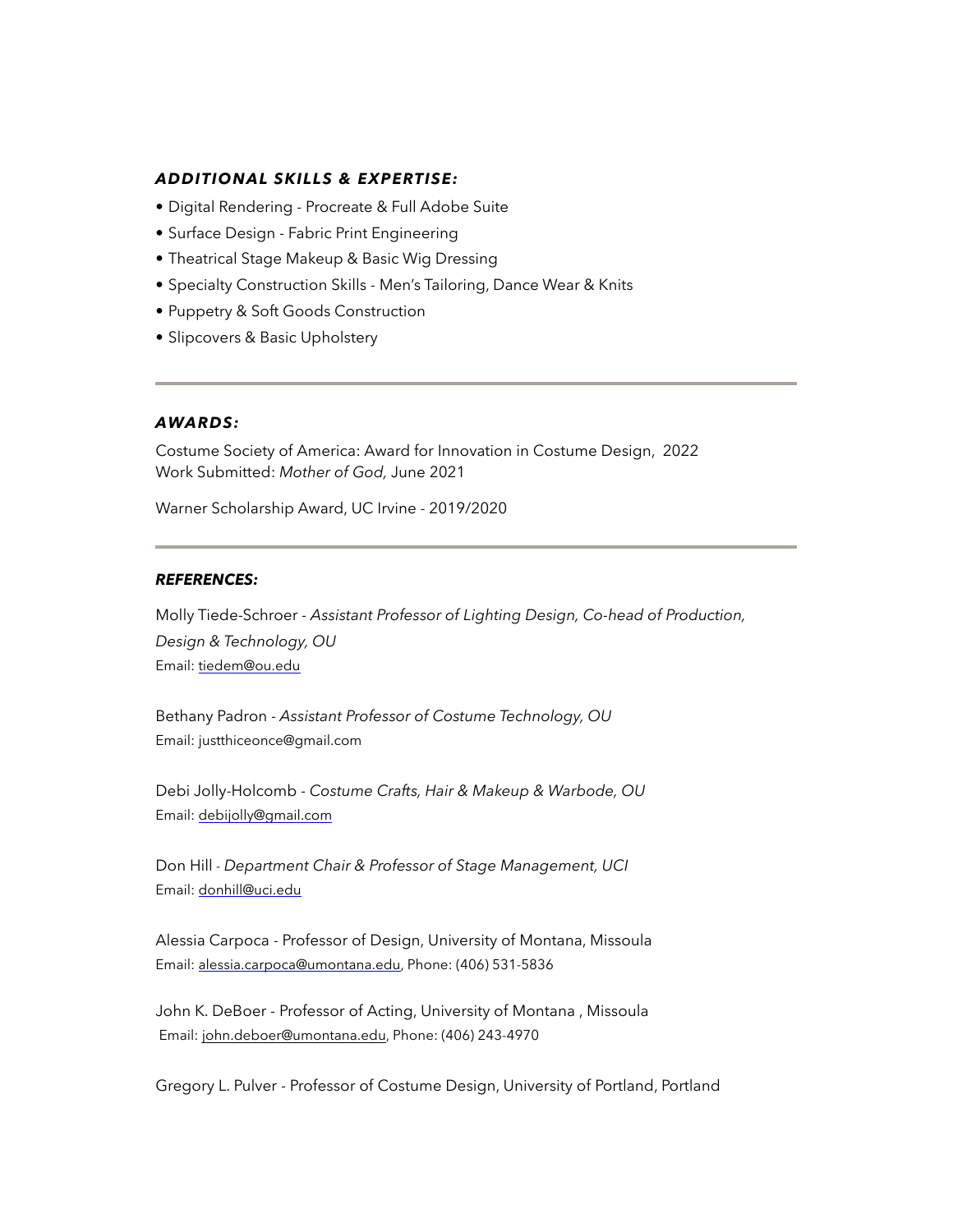### ***ADDITIONAL SKILLS & EXPERTISE:***

- Digital Rendering - Procreate & Full Adobe Suite
- Surface Design - Fabric Print Engineering
- Theatrical Stage Makeup & Basic Wig Dressing
- Specialty Construction Skills - Men's Tailoring, Dance Wear & Knits
- Puppetry & Soft Goods Construction
- Slipcovers & Basic Upholstery

---

### ***AWARDS:***

Costume Society of America: Award for Innovation in Costume Design, 2022
Work Submitted: *Mother of God,* June 2021

Warner Scholarship Award, UC Irvine - 2019/2020

---

### ***REFERENCES:***

Molly Tiede-Schroer - *Assistant Professor of Lighting Design, Co-head of Production, Design & Technology, OU*
Email: tiedem@ou.edu

Bethany Padron - *Assistant Professor of Costume Technology, OU*
Email: justthiceonce@gmail.com

Debi Jolly-Holcomb - *Costume Crafts, Hair & Makeup & Warbode, OU*
Email: debijolly@gmail.com

Don Hill - *Department Chair & Professor of Stage Management, UCI*
Email: donhill@uci.edu

Alessia Carpoca - Professor of Design, University of Montana, Missoula
Email: alessia.carpoca@umontana.edu, Phone: (406) 531-5836

John K. DeBoer - Professor of Acting, University of Montana , Missoula
Email: john.deboer@umontana.edu, Phone: (406) 243-4970

Gregory L. Pulver - Professor of Costume Design, University of Portland, Portland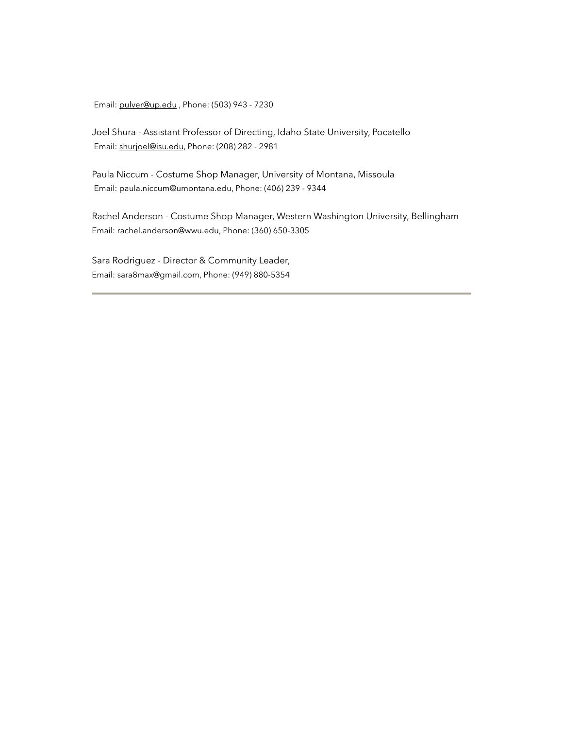Email: pulver@up.edu , Phone: (503) 943 - 7230

Joel Shura - Assistant Professor of Directing, Idaho State University, Pocatello
Email: shurjoel@isu.edu, Phone: (208) 282 - 2981

Paula Niccum - Costume Shop Manager, University of Montana, Missoula
Email: paula.niccum@umontana.edu, Phone: (406) 239 - 9344

Rachel Anderson - Costume Shop Manager, Western Washington University, Bellingham
Email: rachel.anderson@wwu.edu, Phone: (360) 650-3305

Sara Rodriguez - Director & Community Leader,
Email: sara8max@gmail.com, Phone: (949) 880-5354

---